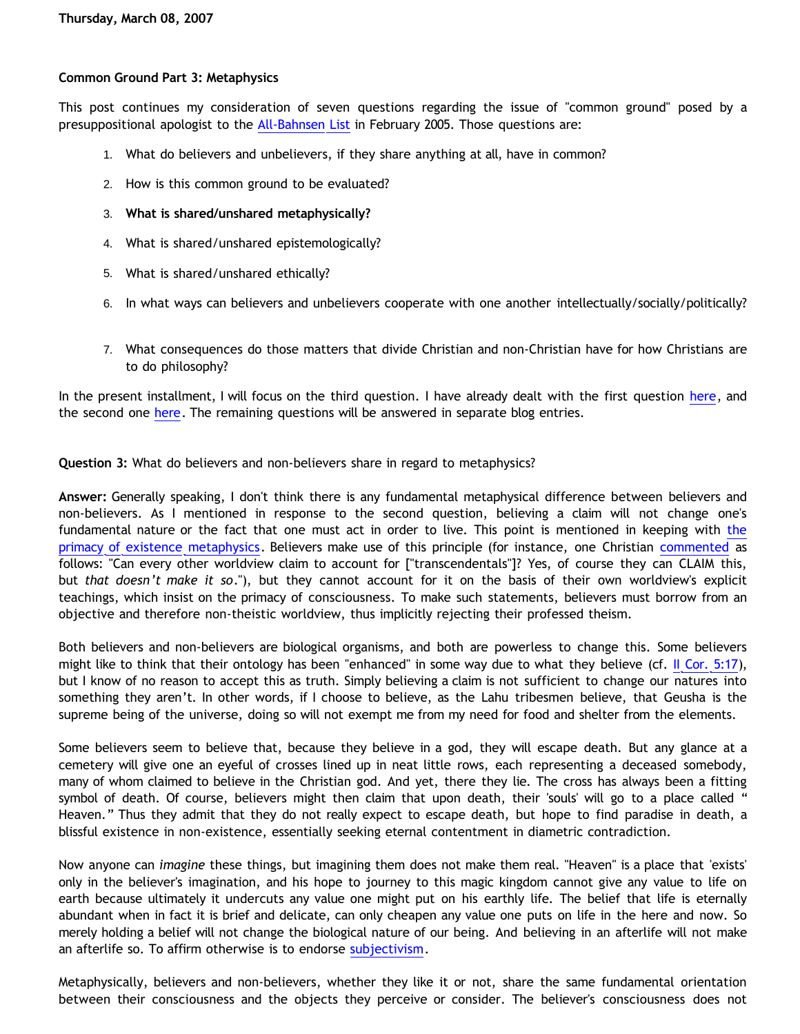Thursday, March 08, 2007

**Common Ground Part 3: Metaphysics**

This post continues my consideration of seven questions regarding the issue of "common ground" posed by a presuppositional apologist to the All-Bahnsen List in February 2005. Those questions are:

1. What do believers and unbelievers, if they share anything at all, have in common?
2. How is this common ground to be evaluated?
3. **What is shared/unshared metaphysically?**
4. What is shared/unshared epistemologically?
5. What is shared/unshared ethically?
6. In what ways can believers and unbelievers cooperate with one another intellectually/socially/politically?
7. What consequences do those matters that divide Christian and non-Christian have for how Christians are to do philosophy?

In the present installment, I will focus on the third question. I have already dealt with the first question here, and the second one here. The remaining questions will be answered in separate blog entries.

**Question 3:** What do believers and non-believers share in regard to metaphysics?

**Answer:** Generally speaking, I don't think there is any fundamental metaphysical difference between believers and non-believers. As I mentioned in response to the second question, believing a claim will not change one's fundamental nature or the fact that one must act in order to live. This point is mentioned in keeping with the primacy of existence metaphysics. Believers make use of this principle (for instance, one Christian commented as follows: "Can every other worldview claim to account for ["transcendentals"]? Yes, of course they can CLAIM this, but *that doesn't make it so*."), but they cannot account for it on the basis of their own worldview's explicit teachings, which insist on the primacy of consciousness. To make such statements, believers must borrow from an objective and therefore non-theistic worldview, thus implicitly rejecting their professed theism.

Both believers and non-believers are biological organisms, and both are powerless to change this. Some believers might like to think that their ontology has been "enhanced" in some way due to what they believe (cf. II Cor. 5:17), but I know of no reason to accept this as truth. Simply believing a claim is not sufficient to change our natures into something they aren't. In other words, if I choose to believe, as the Lahu tribesmen believe, that Geusha is the supreme being of the universe, doing so will not exempt me from my need for food and shelter from the elements.

Some believers seem to believe that, because they believe in a god, they will escape death. But any glance at a cemetery will give one an eyeful of crosses lined up in neat little rows, each representing a deceased somebody, many of whom claimed to believe in the Christian god. And yet, there they lie. The cross has always been a fitting symbol of death. Of course, believers might then claim that upon death, their 'souls' will go to a place called "Heaven." Thus they admit that they do not really expect to escape death, but hope to find paradise in death, a blissful existence in non-existence, essentially seeking eternal contentment in diametric contradiction.

Now anyone can *imagine* these things, but imagining them does not make them real. "Heaven" is a place that 'exists' only in the believer's imagination, and his hope to journey to this magic kingdom cannot give any value to life on earth because ultimately it undercuts any value one might put on his earthly life. The belief that life is eternally abundant when in fact it is brief and delicate, can only cheapen any value one puts on life in the here and now. So merely holding a belief will not change the biological nature of our being. And believing in an afterlife will not make an afterlife so. To affirm otherwise is to endorse subjectivism.

Metaphysically, believers and non-believers, whether they like it or not, share the same fundamental orientation between their consciousness and the objects they perceive or consider. The believer's consciousness does not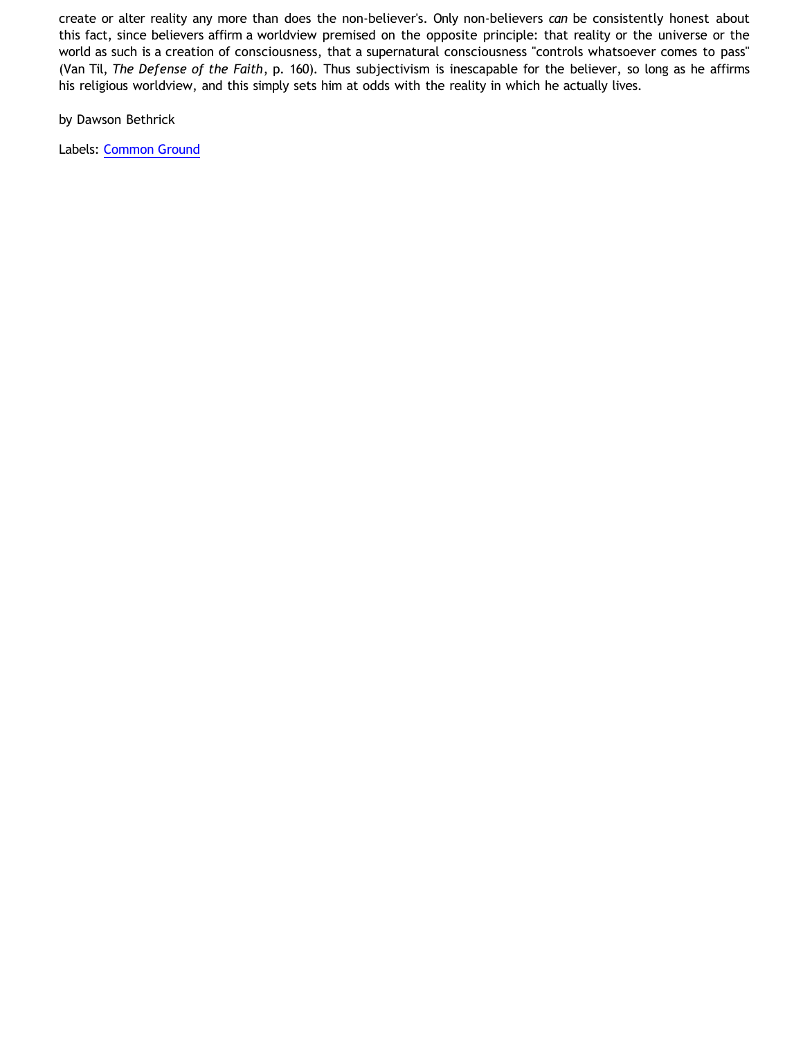create or alter reality any more than does the non-believer's. Only non-believers *can* be consistently honest about this fact, since believers affirm a worldview premised on the opposite principle: that reality or the universe or the world as such is a creation of consciousness, that a supernatural consciousness "controls whatsoever comes to pass" (Van Til, *The Defense of the Faith*, p. 160). Thus subjectivism is inescapable for the believer, so long as he affirms his religious worldview, and this simply sets him at odds with the reality in which he actually lives.

by Dawson Bethrick

Labels: Common Ground